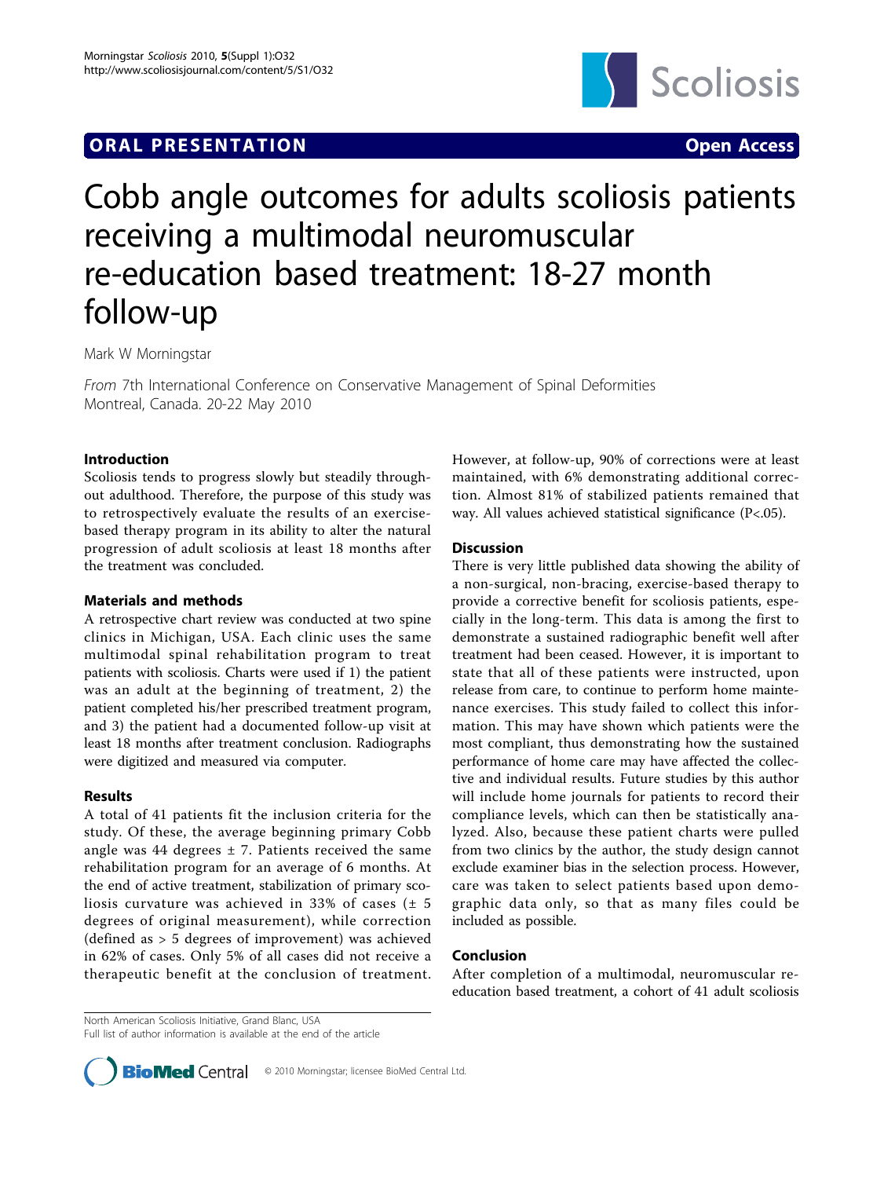ORAL PRESENTATION **Open Access**

# Cobb angle outcomes for adults scoliosis patients receiving a multimodal neuromuscular re-education based treatment: 18-27 month follow-up

Mark W Morningstar

*From* 7th International Conference on Conservative Management of Spinal Deformities Montreal, Canada. 20-22 May 2010

## Introduction

Scoliosis tends to progress slowly but steadily throughout adulthood. Therefore, the purpose of this study was to retrospectively evaluate the results of an exercise-based therapy program in its ability to alter the natural progression of adult scoliosis at least 18 months after the treatment was concluded.

## Materials and methods

A retrospective chart review was conducted at two spine clinics in Michigan, USA. Each clinic uses the same multimodal spinal rehabilitation program to treat patients with scoliosis. Charts were used if 1) the patient was an adult at the beginning of treatment, 2) the patient completed his/her prescribed treatment program, and 3) the patient had a documented follow-up visit at least 18 months after treatment conclusion. Radiographs were digitized and measured via computer.

## Results

A total of 41 patients fit the inclusion criteria for the study. Of these, the average beginning primary Cobb angle was 44 degrees ± 7. Patients received the same rehabilitation program for an average of 6 months. At the end of active treatment, stabilization of primary scoliosis curvature was achieved in 33% of cases (± 5 degrees of original measurement), while correction (defined as > 5 degrees of improvement) was achieved in 62% of cases. Only 5% of all cases did not receive a therapeutic benefit at the conclusion of treatment. However, at follow-up, 90% of corrections were at least maintained, with 6% demonstrating additional correction. Almost 81% of stabilized patients remained that way. All values achieved statistical significance ($P<.05$).

## Discussion

There is very little published data showing the ability of a non-surgical, non-bracing, exercise-based therapy to provide a corrective benefit for scoliosis patients, especially in the long-term. This data is among the first to demonstrate a sustained radiographic benefit well after treatment had been ceased. However, it is important to state that all of these patients were instructed, upon release from care, to continue to perform home maintenance exercises. This study failed to collect this information. This may have shown which patients were the most compliant, thus demonstrating how the sustained performance of home care may have affected the collective and individual results. Future studies by this author will include home journals for patients to record their compliance levels, which can then be statistically analyzed. Also, because these patient charts were pulled from two clinics by the author, the study design cannot exclude examiner bias in the selection process. However, care was taken to select patients based upon demographic data only, so that as many files could be included as possible.

## Conclusion

After completion of a multimodal, neuromuscular re-education based treatment, a cohort of 41 adult scoliosis

North American Scoliosis Initiative, Grand Blanc, USA
Full list of author information is available at the end of the article

© 2010 Morningstar; licensee BioMed Central Ltd.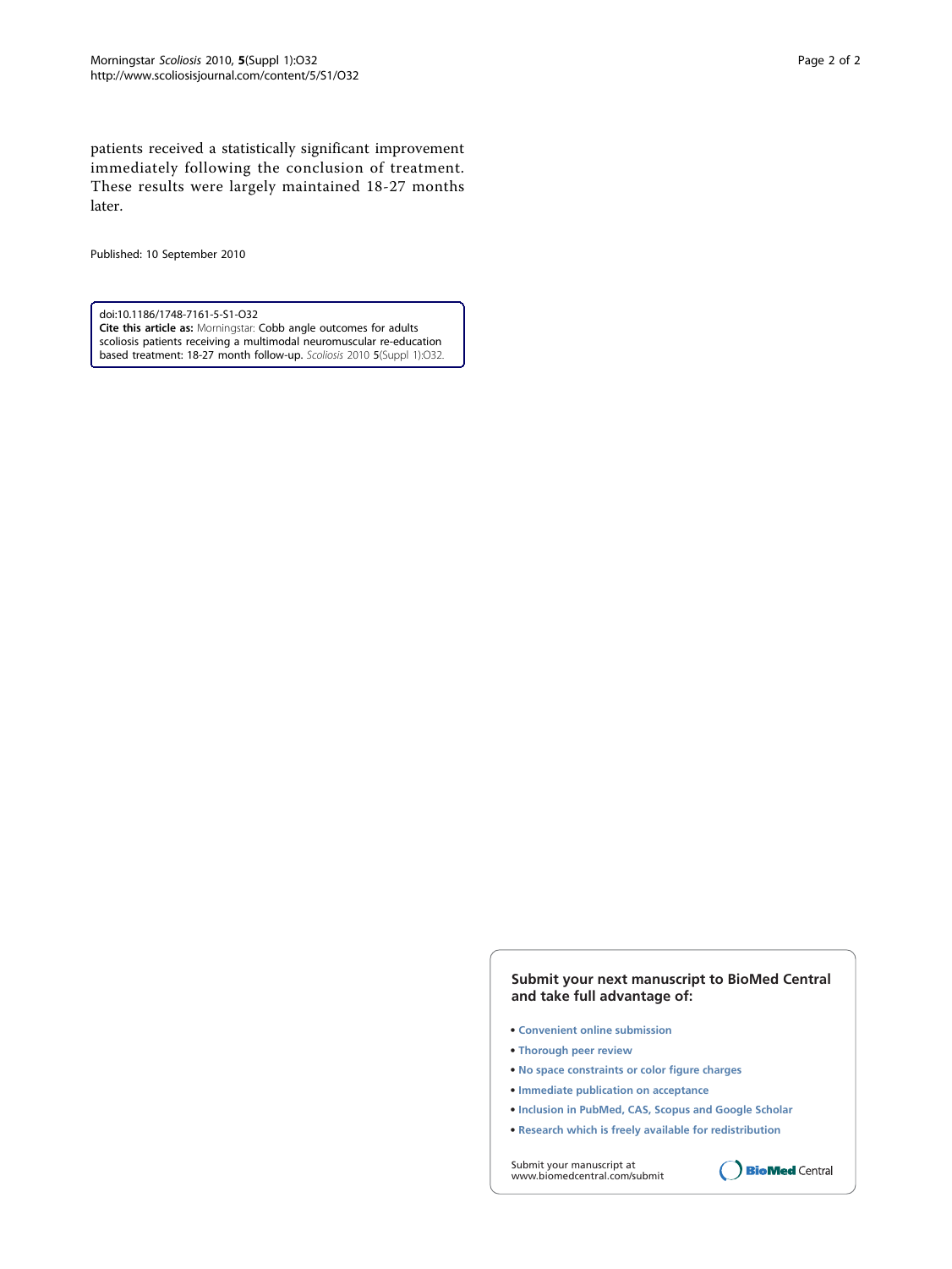patients received a statistically significant improvement immediately following the conclusion of treatment. These results were largely maintained 18-27 months later.

Published: 10 September 2010

doi:10.1186/1748-7161-5-S1-O32
**Cite this article as:** Morningstar: Cobb angle outcomes for adults scoliosis patients receiving a multimodal neuromuscular re-education based treatment: 18-27 month follow-up. *Scoliosis* 2010 **5**(Suppl 1):O32.

**Submit your next manuscript to BioMed Central and take full advantage of:**

- **Convenient online submission**
- **Thorough peer review**
- **No space constraints or color figure charges**
- **Immediate publication on acceptance**
- **Inclusion in PubMed, CAS, Scopus and Google Scholar**
- **Research which is freely available for redistribution**

Submit your manuscript at
www.biomedcentral.com/submit

BioMed Central